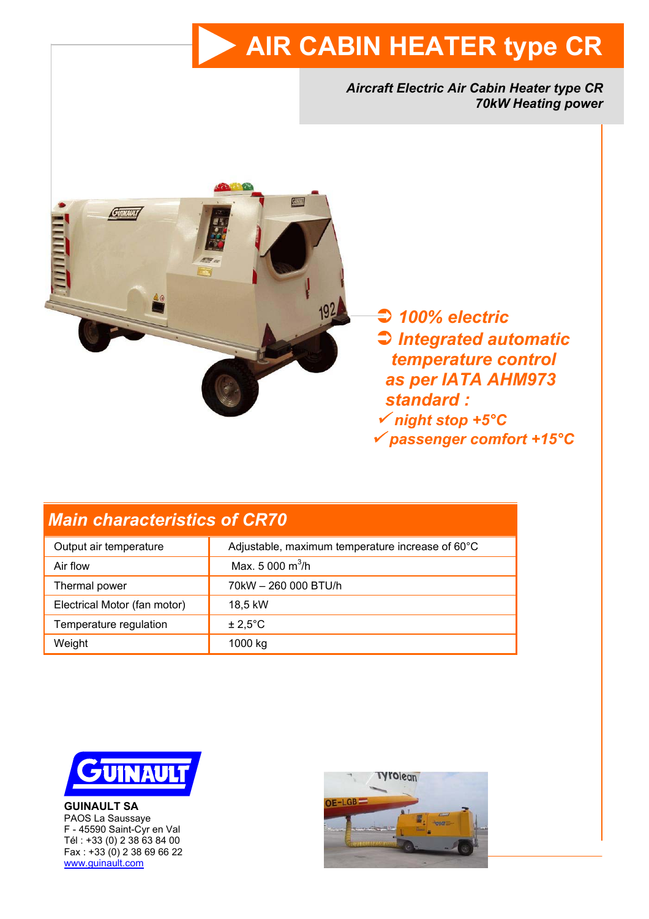# AIR CABIN HEATER type CR

*Aircraft Electric Air Cabin Heater type CR*
*70kW Heating power*

- ***100% electric***
- ***Integrated automatic temperature control as per IATA AHM973 standard :***
  - ✓ ***night stop +5°C***
  - ✓ ***passenger comfort +15°C***

## *Main characteristics of CR70*

| | |
|---|---|
| Output air temperature | Adjustable, maximum temperature increase of 60°C |
| Air flow | Max. 5 000 $m^3/h$ |
| Thermal power | 70kW – 260 000 BTU/h |
| Electrical Motor (fan motor) | 18,5 kW |
| Temperature regulation | ± 2,5°C |
| Weight | 1000 kg |

**GUINAULT SA**
PAOS La Saussaye
F - 45590 Saint-Cyr en Val
Tél : +33 (0) 2 38 63 84 00
Fax : +33 (0) 2 38 69 66 22
www.guinault.com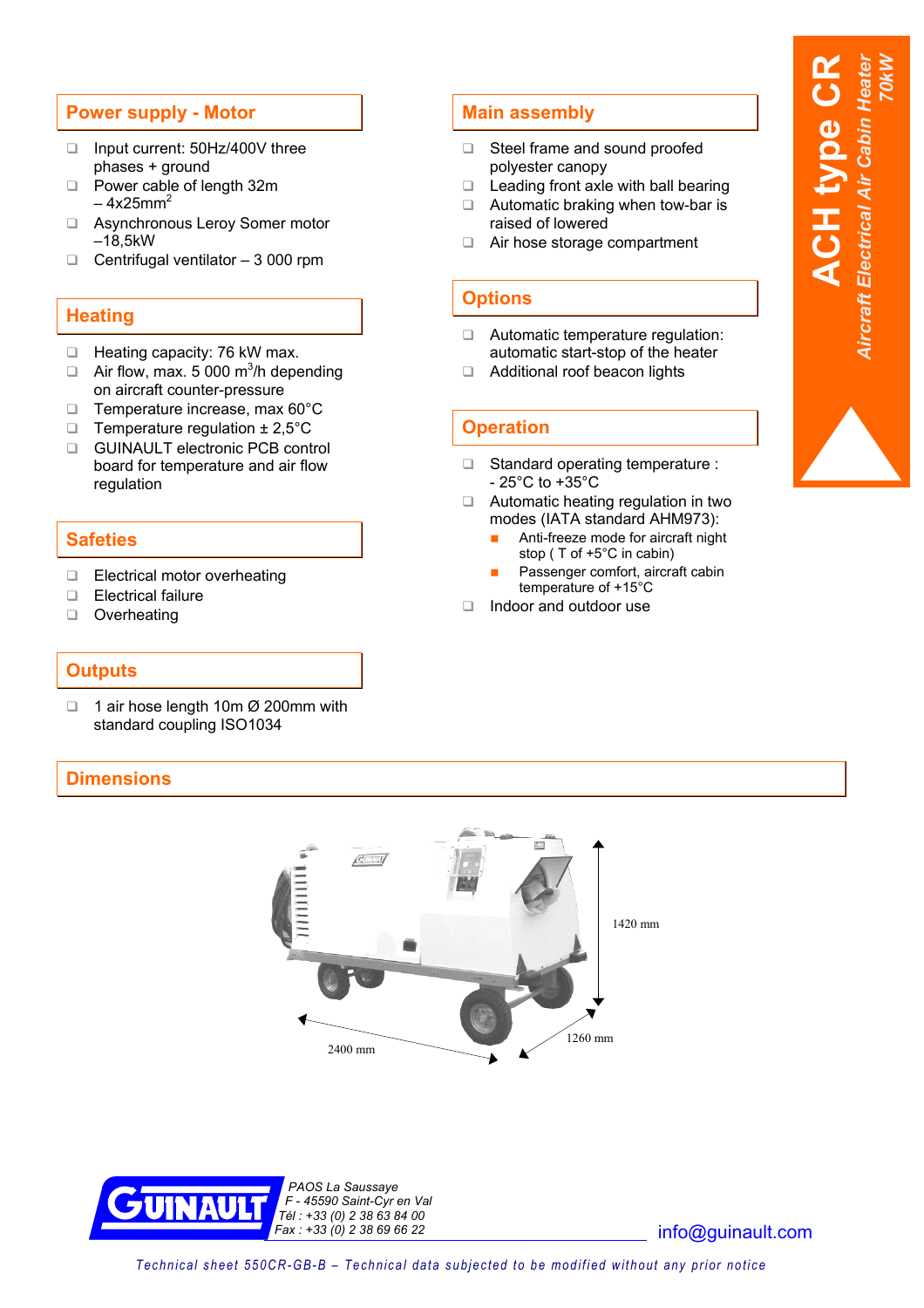## Power supply - Motor

- Input current: 50Hz/400V three phases + ground
- Power cable of length 32m – 4x25mm$^2$
- Asynchronous Leroy Somer motor –18,5kW
- Centrifugal ventilator – 3 000 rpm

## Heating

- Heating capacity: 76 kW max.
- Air flow, max. 5 000 m$^3$/h depending on aircraft counter-pressure
- Temperature increase, max 60°C
- Temperature regulation ± 2,5°C
- GUINAULT electronic PCB control board for temperature and air flow regulation

## Safeties

- Electrical motor overheating
- Electrical failure
- Overheating

## Outputs

- 1 air hose length 10m Ø 200mm with standard coupling ISO1034

## Main assembly

- Steel frame and sound proofed polyester canopy
- Leading front axle with ball bearing
- Automatic braking when tow-bar is raised of lowered
- Air hose storage compartment

## Options

- Automatic temperature regulation: automatic start-stop of the heater
- Additional roof beacon lights

## Operation

- Standard operating temperature : - 25°C to +35°C
- Automatic heating regulation in two modes (IATA standard AHM973):
  - Anti-freeze mode for aircraft night stop ( T of +5°C in cabin)
  - Passenger comfort, aircraft cabin temperature of +15°C
- Indoor and outdoor use

# ACH type CR

*Aircraft Electrical Air Cabin Heater 70kW*

## Dimensions

1420 mm

2400 mm

1260 mm

GUINAULT

PAOS La Saussaye
F - 45590 Saint-Cyr en Val
Tél : +33 (0) 2 38 63 84 00
Fax : +33 (0) 2 38 69 66 22

info@guinault.com

*Technical sheet 550CR-GB-B – Technical data subjected to be modified without any prior notice*